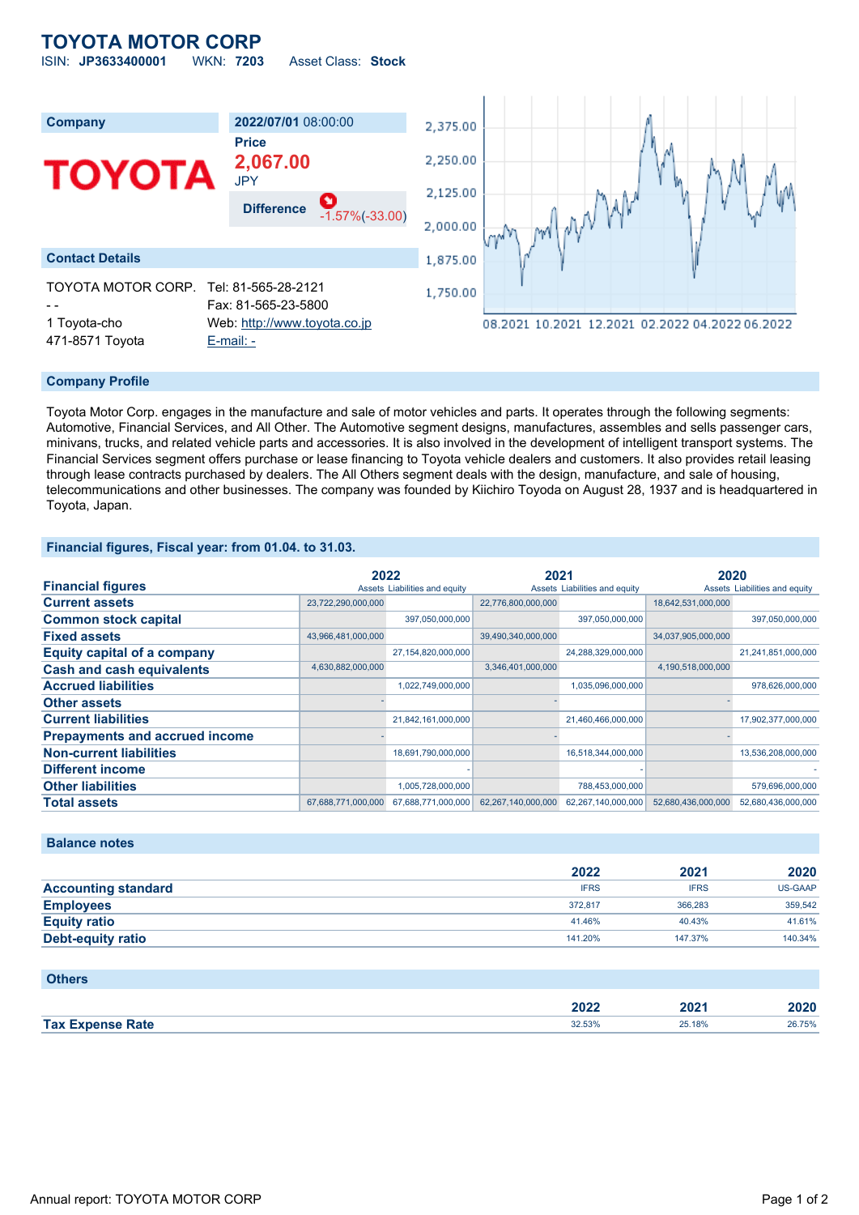# TOYOTA MOTOR CORP

ISIN: **JP3633400001** WKN: **7203** Asset Class: **Stock**

| Company | 2022/07/01 08:00:00 |
|---|---|
| TOYOTA | Price **2,067.00** JPY |
| | Difference -1.57%(-33.00) |

## Contact Details

TOYOTA MOTOR CORP.
- -
1 Toyota-cho
471-8571 Toyota

Tel: 81-565-28-2121
Fax: 81-565-23-5800
Web: http://www.toyota.co.jp
E-mail: -

## Company Profile

Toyota Motor Corp. engages in the manufacture and sale of motor vehicles and parts. It operates through the following segments: Automotive, Financial Services, and All Other. The Automotive segment designs, manufactures, assembles and sells passenger cars, minivans, trucks, and related vehicle parts and accessories. It is also involved in the development of intelligent transport systems. The Financial Services segment offers purchase or lease financing to Toyota vehicle dealers and customers. It also provides retail leasing through lease contracts purchased by dealers. The All Others segment deals with the design, manufacture, and sale of housing, telecommunications and other businesses. The company was founded by Kiichiro Toyoda on August 28, 1937 and is headquartered in Toyota, Japan.

## Financial figures, Fiscal year: from 01.04. to 31.03.

| Financial figures | 2022 Assets | 2022 Liabilities and equity | 2021 Assets | 2021 Liabilities and equity | 2020 Assets | 2020 Liabilities and equity |
|---|---|---|---|---|---|---|
| Current assets | 23,722,290,000,000 | | 22,776,800,000,000 | | 18,642,531,000,000 | |
| Common stock capital | | 397,050,000,000 | | 397,050,000,000 | | 397,050,000,000 |
| Fixed assets | 43,966,481,000,000 | | 39,490,340,000,000 | | 34,037,905,000,000 | |
| Equity capital of a company | | 27,154,820,000,000 | | 24,288,329,000,000 | | 21,241,851,000,000 |
| Cash and cash equivalents | 4,630,882,000,000 | | 3,346,401,000,000 | | 4,190,518,000,000 | |
| Accrued liabilities | | 1,022,749,000,000 | | 1,035,096,000,000 | | 978,626,000,000 |
| Other assets | - | | - | | - | |
| Current liabilities | | 21,842,161,000,000 | | 21,460,466,000,000 | | 17,902,377,000,000 |
| Prepayments and accrued income | - | | - | | - | |
| Non-current liabilities | | 18,691,790,000,000 | | 16,518,344,000,000 | | 13,536,208,000,000 |
| Different income | | - | | - | | - |
| Other liabilities | | 1,005,728,000,000 | | 788,453,000,000 | | 579,696,000,000 |
| Total assets | 67,688,771,000,000 | 67,688,771,000,000 | 62,267,140,000,000 | 62,267,140,000,000 | 52,680,436,000,000 | 52,680,436,000,000 |

## Balance notes

| | 2022 | 2021 | 2020 |
|---|---|---|---|
| Accounting standard | IFRS | IFRS | US-GAAP |
| Employees | 372,817 | 366,283 | 359,542 |
| Equity ratio | 41.46% | 40.43% | 41.61% |
| Debt-equity ratio | 141.20% | 147.37% | 140.34% |

## Others

| | 2022 | 2021 | 2020 |
|---|---|---|---|
| Tax Expense Rate | 32.53% | 25.18% | 26.75% |

Annual report: TOYOTA MOTOR CORP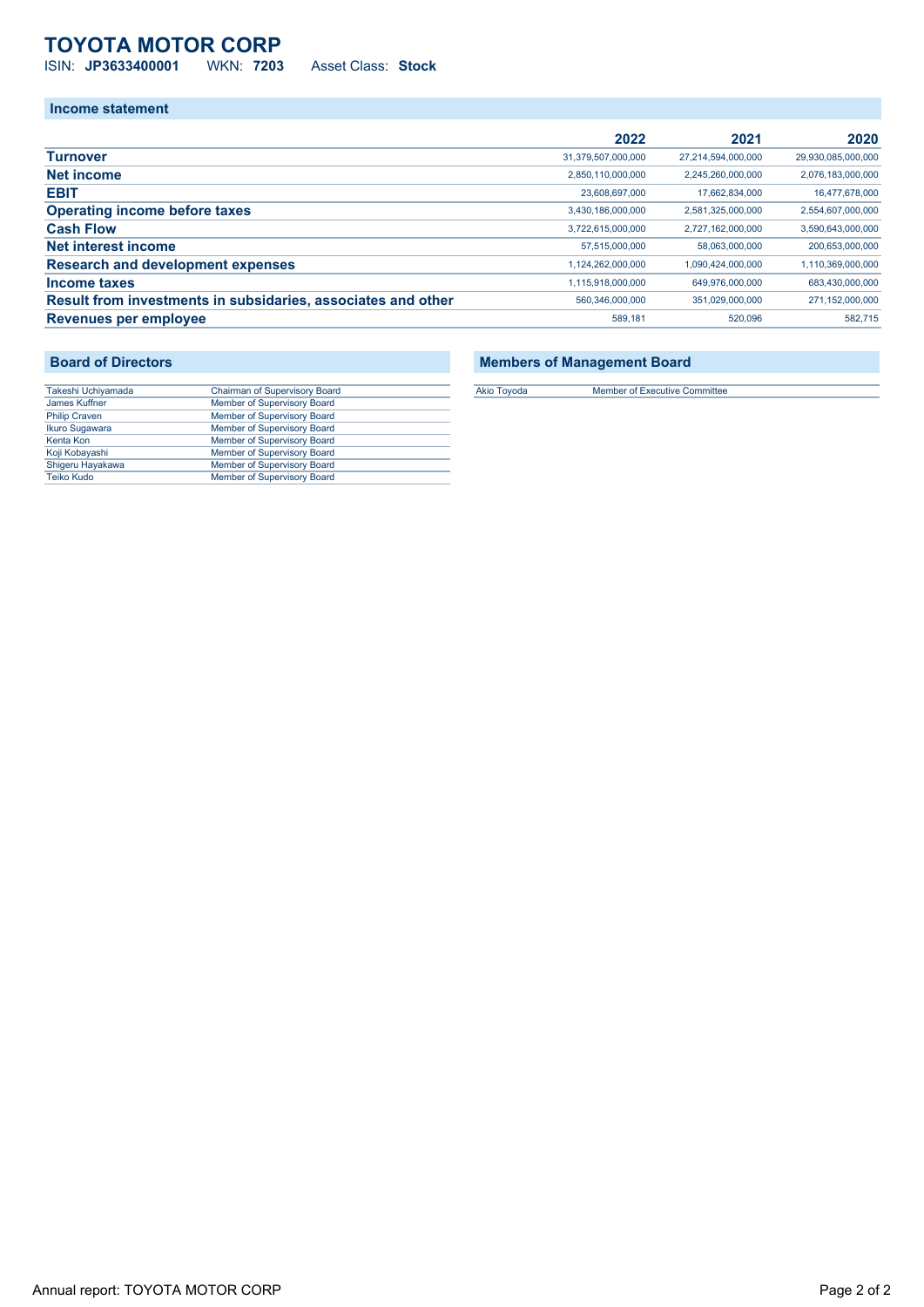# TOYOTA MOTOR CORP

ISIN: **JP3633400001** WKN: **7203** Asset Class: **Stock**

## Income statement

| | 2022 | 2021 | 2020 |
|---|---|---|---|
| **Turnover** | 31,379,507,000,000 | 27,214,594,000,000 | 29,930,085,000,000 |
| **Net income** | 2,850,110,000,000 | 2,245,260,000,000 | 2,076,183,000,000 |
| **EBIT** | 23,608,697,000 | 17,662,834,000 | 16,477,678,000 |
| **Operating income before taxes** | 3,430,186,000,000 | 2,581,325,000,000 | 2,554,607,000,000 |
| **Cash Flow** | 3,722,615,000,000 | 2,727,162,000,000 | 3,590,643,000,000 |
| **Net interest income** | 57,515,000,000 | 58,063,000,000 | 200,653,000,000 |
| **Research and development expenses** | 1,124,262,000,000 | 1,090,424,000,000 | 1,110,369,000,000 |
| **Income taxes** | 1,115,918,000,000 | 649,976,000,000 | 683,430,000,000 |
| **Result from investments in subsidaries, associates and other** | 560,346,000,000 | 351,029,000,000 | 271,152,000,000 |
| **Revenues per employee** | 589,181 | 520,096 | 582,715 |

## Board of Directors

| | |
|---|---|
| Takeshi Uchiyamada | Chairman of Supervisory Board |
| James Kuffner | Member of Supervisory Board |
| Philip Craven | Member of Supervisory Board |
| Ikuro Sugawara | Member of Supervisory Board |
| Kenta Kon | Member of Supervisory Board |
| Koji Kobayashi | Member of Supervisory Board |
| Shigeru Hayakawa | Member of Supervisory Board |
| Teiko Kudo | Member of Supervisory Board |

## Members of Management Board

| | |
|---|---|
| Akio Toyoda | Member of Executive Committee |